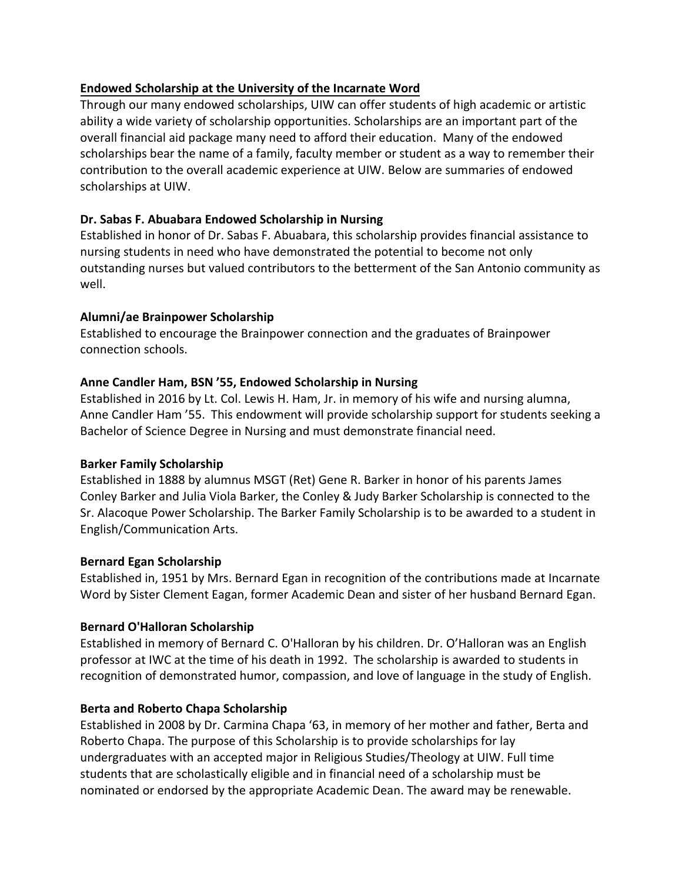## Endowed Scholarship at the University of the Incarnate Word

Through our many endowed scholarships, UIW can offer students of high academic or artistic ability a wide variety of scholarship opportunities. Scholarships are an important part of the overall financial aid package many need to afford their education. Many of the endowed scholarships bear the name of a family, faculty member or student as a way to remember their contribution to the overall academic experience at UIW. Below are summaries of endowed scholarships at UIW.

### Dr. Sabas F. Abuabara Endowed Scholarship in Nursing

Established in honor of Dr. Sabas F. Abuabara, this scholarship provides financial assistance to nursing students in need who have demonstrated the potential to become not only outstanding nurses but valued contributors to the betterment of the San Antonio community as well.

### Alumni/ae Brainpower Scholarship

Established to encourage the Brainpower connection and the graduates of Brainpower connection schools.

### Anne Candler Ham, BSN '55, Endowed Scholarship in Nursing

Established in 2016 by Lt. Col. Lewis H. Ham, Jr. in memory of his wife and nursing alumna, Anne Candler Ham '55. This endowment will provide scholarship support for students seeking a Bachelor of Science Degree in Nursing and must demonstrate financial need.

### Barker Family Scholarship

Established in 1888 by alumnus MSGT (Ret) Gene R. Barker in honor of his parents James Conley Barker and Julia Viola Barker, the Conley & Judy Barker Scholarship is connected to the Sr. Alacoque Power Scholarship. The Barker Family Scholarship is to be awarded to a student in English/Communication Arts.

### Bernard Egan Scholarship

Established in, 1951 by Mrs. Bernard Egan in recognition of the contributions made at Incarnate Word by Sister Clement Eagan, former Academic Dean and sister of her husband Bernard Egan.

### Bernard O'Halloran Scholarship

Established in memory of Bernard C. O'Halloran by his children. Dr. O'Halloran was an English professor at IWC at the time of his death in 1992. The scholarship is awarded to students in recognition of demonstrated humor, compassion, and love of language in the study of English.

### Berta and Roberto Chapa Scholarship

Established in 2008 by Dr. Carmina Chapa '63, in memory of her mother and father, Berta and Roberto Chapa. The purpose of this Scholarship is to provide scholarships for lay undergraduates with an accepted major in Religious Studies/Theology at UIW. Full time students that are scholastically eligible and in financial need of a scholarship must be nominated or endorsed by the appropriate Academic Dean. The award may be renewable.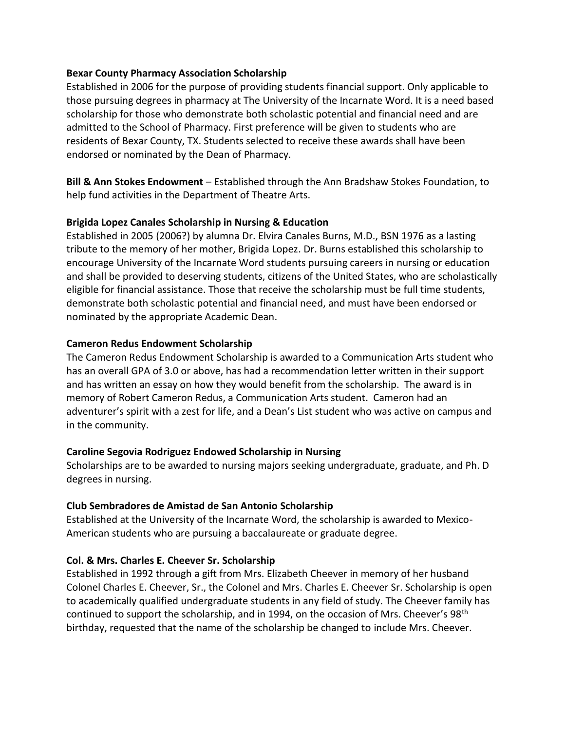**Bexar County Pharmacy Association Scholarship**
Established in 2006 for the purpose of providing students financial support. Only applicable to those pursuing degrees in pharmacy at The University of the Incarnate Word. It is a need based scholarship for those who demonstrate both scholastic potential and financial need and are admitted to the School of Pharmacy. First preference will be given to students who are residents of Bexar County, TX. Students selected to receive these awards shall have been endorsed or nominated by the Dean of Pharmacy.

**Bill & Ann Stokes Endowment** – Established through the Ann Bradshaw Stokes Foundation, to help fund activities in the Department of Theatre Arts.

**Brigida Lopez Canales Scholarship in Nursing & Education**
Established in 2005 (2006?) by alumna Dr. Elvira Canales Burns, M.D., BSN 1976 as a lasting tribute to the memory of her mother, Brigida Lopez. Dr. Burns established this scholarship to encourage University of the Incarnate Word students pursuing careers in nursing or education and shall be provided to deserving students, citizens of the United States, who are scholastically eligible for financial assistance. Those that receive the scholarship must be full time students, demonstrate both scholastic potential and financial need, and must have been endorsed or nominated by the appropriate Academic Dean.

**Cameron Redus Endowment Scholarship**
The Cameron Redus Endowment Scholarship is awarded to a Communication Arts student who has an overall GPA of 3.0 or above, has had a recommendation letter written in their support and has written an essay on how they would benefit from the scholarship. The award is in memory of Robert Cameron Redus, a Communication Arts student. Cameron had an adventurer's spirit with a zest for life, and a Dean's List student who was active on campus and in the community.

**Caroline Segovia Rodriguez Endowed Scholarship in Nursing**
Scholarships are to be awarded to nursing majors seeking undergraduate, graduate, and Ph. D degrees in nursing.

**Club Sembradores de Amistad de San Antonio Scholarship**
Established at the University of the Incarnate Word, the scholarship is awarded to Mexico-American students who are pursuing a baccalaureate or graduate degree.

**Col. & Mrs. Charles E. Cheever Sr. Scholarship**
Established in 1992 through a gift from Mrs. Elizabeth Cheever in memory of her husband Colonel Charles E. Cheever, Sr., the Colonel and Mrs. Charles E. Cheever Sr. Scholarship is open to academically qualified undergraduate students in any field of study. The Cheever family has continued to support the scholarship, and in 1994, on the occasion of Mrs. Cheever's 98th birthday, requested that the name of the scholarship be changed to include Mrs. Cheever.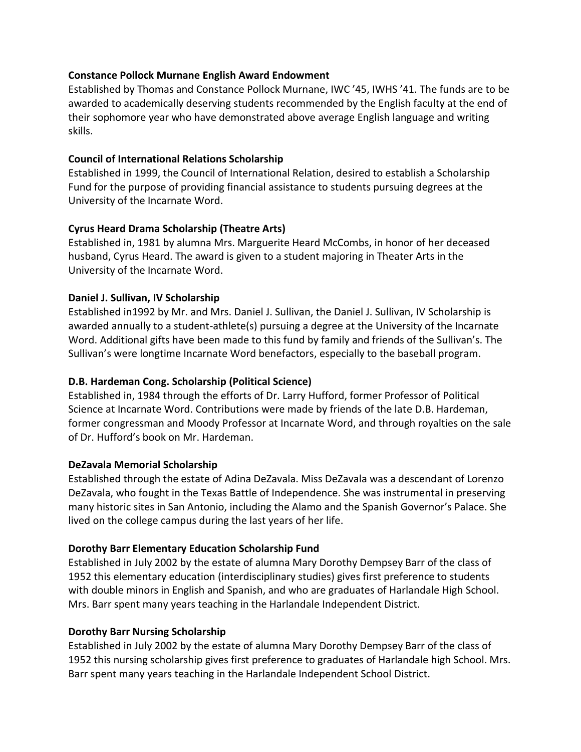**Constance Pollock Murnane English Award Endowment**

Established by Thomas and Constance Pollock Murnane, IWC '45, IWHS '41. The funds are to be awarded to academically deserving students recommended by the English faculty at the end of their sophomore year who have demonstrated above average English language and writing skills.

**Council of International Relations Scholarship**

Established in 1999, the Council of International Relation, desired to establish a Scholarship Fund for the purpose of providing financial assistance to students pursuing degrees at the University of the Incarnate Word.

**Cyrus Heard Drama Scholarship (Theatre Arts)**

Established in, 1981 by alumna Mrs. Marguerite Heard McCombs, in honor of her deceased husband, Cyrus Heard. The award is given to a student majoring in Theater Arts in the University of the Incarnate Word.

**Daniel J. Sullivan, IV Scholarship**

Established in1992 by Mr. and Mrs. Daniel J. Sullivan, the Daniel J. Sullivan, IV Scholarship is awarded annually to a student-athlete(s) pursuing a degree at the University of the Incarnate Word. Additional gifts have been made to this fund by family and friends of the Sullivan's. The Sullivan's were longtime Incarnate Word benefactors, especially to the baseball program.

**D.B. Hardeman Cong. Scholarship (Political Science)**

Established in, 1984 through the efforts of Dr. Larry Hufford, former Professor of Political Science at Incarnate Word. Contributions were made by friends of the late D.B. Hardeman, former congressman and Moody Professor at Incarnate Word, and through royalties on the sale of Dr. Hufford's book on Mr. Hardeman.

**DeZavala Memorial Scholarship**

Established through the estate of Adina DeZavala. Miss DeZavala was a descendant of Lorenzo DeZavala, who fought in the Texas Battle of Independence. She was instrumental in preserving many historic sites in San Antonio, including the Alamo and the Spanish Governor's Palace. She lived on the college campus during the last years of her life.

**Dorothy Barr Elementary Education Scholarship Fund**

Established in July 2002 by the estate of alumna Mary Dorothy Dempsey Barr of the class of 1952 this elementary education (interdisciplinary studies) gives first preference to students with double minors in English and Spanish, and who are graduates of Harlandale High School. Mrs. Barr spent many years teaching in the Harlandale Independent District.

**Dorothy Barr Nursing Scholarship**

Established in July 2002 by the estate of alumna Mary Dorothy Dempsey Barr of the class of 1952 this nursing scholarship gives first preference to graduates of Harlandale high School. Mrs. Barr spent many years teaching in the Harlandale Independent School District.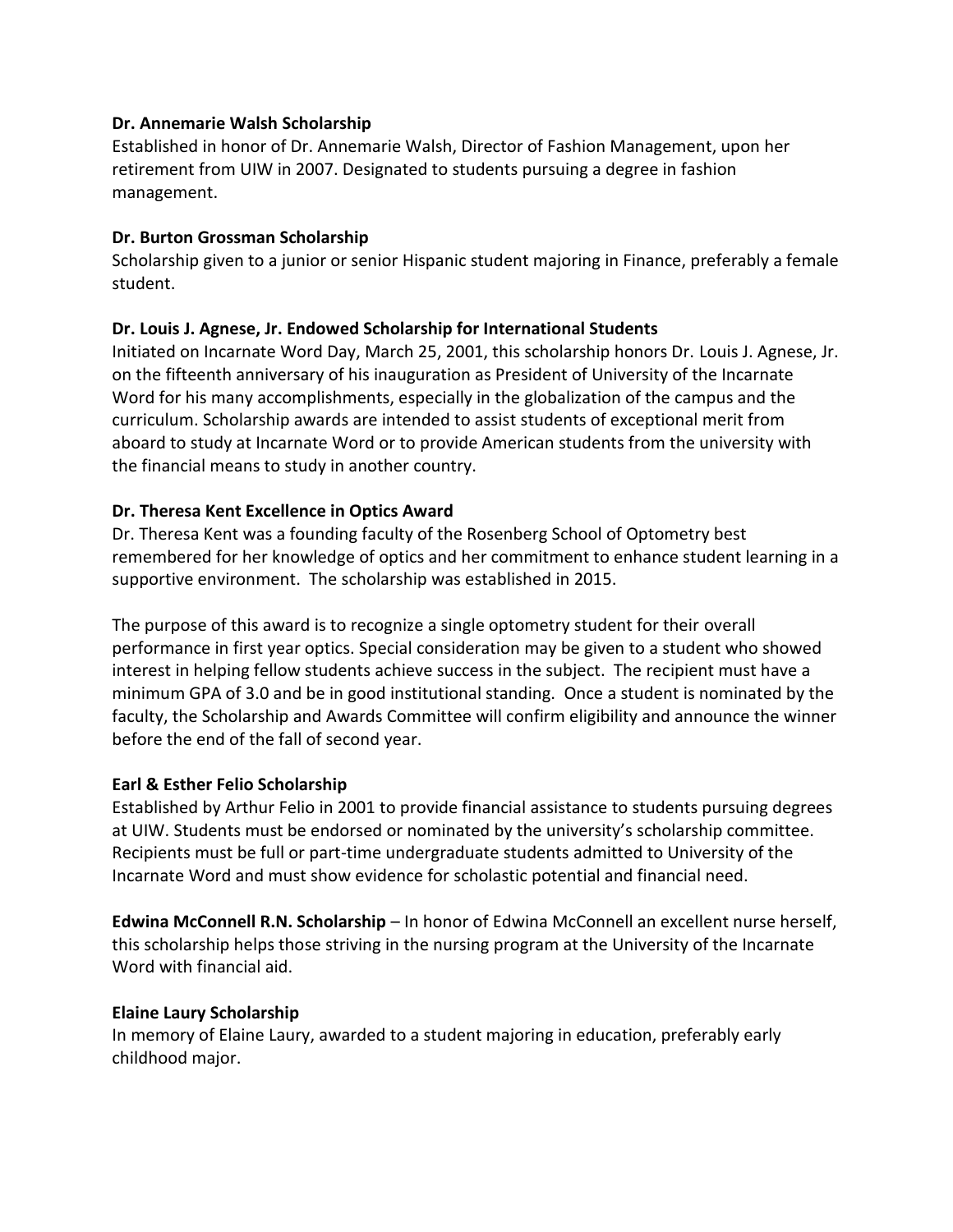**Dr. Annemarie Walsh Scholarship**
Established in honor of Dr. Annemarie Walsh, Director of Fashion Management, upon her retirement from UIW in 2007. Designated to students pursuing a degree in fashion management.

**Dr. Burton Grossman Scholarship**
Scholarship given to a junior or senior Hispanic student majoring in Finance, preferably a female student.

**Dr. Louis J. Agnese, Jr. Endowed Scholarship for International Students**
Initiated on Incarnate Word Day, March 25, 2001, this scholarship honors Dr. Louis J. Agnese, Jr. on the fifteenth anniversary of his inauguration as President of University of the Incarnate Word for his many accomplishments, especially in the globalization of the campus and the curriculum. Scholarship awards are intended to assist students of exceptional merit from aboard to study at Incarnate Word or to provide American students from the university with the financial means to study in another country.

**Dr. Theresa Kent Excellence in Optics Award**
Dr. Theresa Kent was a founding faculty of the Rosenberg School of Optometry best remembered for her knowledge of optics and her commitment to enhance student learning in a supportive environment. The scholarship was established in 2015.

The purpose of this award is to recognize a single optometry student for their overall performance in first year optics. Special consideration may be given to a student who showed interest in helping fellow students achieve success in the subject. The recipient must have a minimum GPA of 3.0 and be in good institutional standing. Once a student is nominated by the faculty, the Scholarship and Awards Committee will confirm eligibility and announce the winner before the end of the fall of second year.

**Earl & Esther Felio Scholarship**
Established by Arthur Felio in 2001 to provide financial assistance to students pursuing degrees at UIW. Students must be endorsed or nominated by the university's scholarship committee. Recipients must be full or part-time undergraduate students admitted to University of the Incarnate Word and must show evidence for scholastic potential and financial need.

**Edwina McConnell R.N. Scholarship** – In honor of Edwina McConnell an excellent nurse herself, this scholarship helps those striving in the nursing program at the University of the Incarnate Word with financial aid.

**Elaine Laury Scholarship**
In memory of Elaine Laury, awarded to a student majoring in education, preferably early childhood major.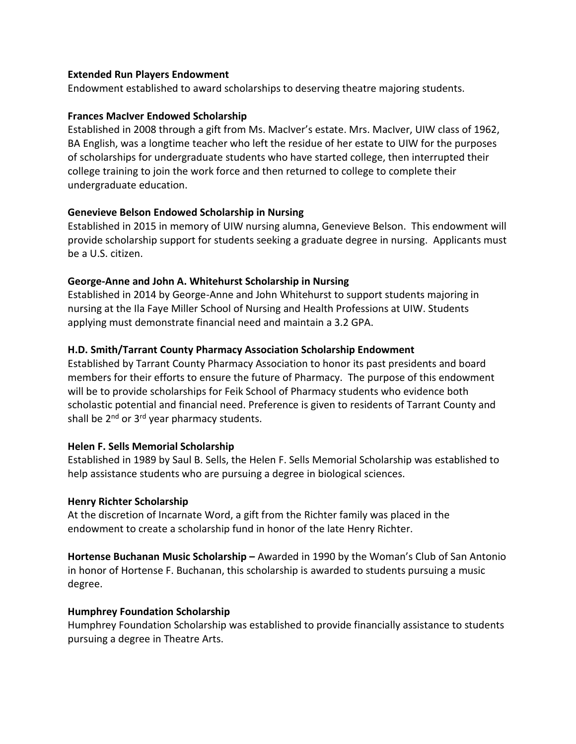**Extended Run Players Endowment**
Endowment established to award scholarships to deserving theatre majoring students.

**Frances MacIver Endowed Scholarship**
Established in 2008 through a gift from Ms. MacIver's estate. Mrs. MacIver, UIW class of 1962, BA English, was a longtime teacher who left the residue of her estate to UIW for the purposes of scholarships for undergraduate students who have started college, then interrupted their college training to join the work force and then returned to college to complete their undergraduate education.

**Genevieve Belson Endowed Scholarship in Nursing**
Established in 2015 in memory of UIW nursing alumna, Genevieve Belson. This endowment will provide scholarship support for students seeking a graduate degree in nursing. Applicants must be a U.S. citizen.

**George-Anne and John A. Whitehurst Scholarship in Nursing**
Established in 2014 by George-Anne and John Whitehurst to support students majoring in nursing at the Ila Faye Miller School of Nursing and Health Professions at UIW. Students applying must demonstrate financial need and maintain a 3.2 GPA.

**H.D. Smith/Tarrant County Pharmacy Association Scholarship Endowment**
Established by Tarrant County Pharmacy Association to honor its past presidents and board members for their efforts to ensure the future of Pharmacy. The purpose of this endowment will be to provide scholarships for Feik School of Pharmacy students who evidence both scholastic potential and financial need. Preference is given to residents of Tarrant County and shall be 2nd or 3rd year pharmacy students.

**Helen F. Sells Memorial Scholarship**
Established in 1989 by Saul B. Sells, the Helen F. Sells Memorial Scholarship was established to help assistance students who are pursuing a degree in biological sciences.

**Henry Richter Scholarship**
At the discretion of Incarnate Word, a gift from the Richter family was placed in the endowment to create a scholarship fund in honor of the late Henry Richter.

**Hortense Buchanan Music Scholarship –** Awarded in 1990 by the Woman's Club of San Antonio in honor of Hortense F. Buchanan, this scholarship is awarded to students pursuing a music degree.

**Humphrey Foundation Scholarship**
Humphrey Foundation Scholarship was established to provide financially assistance to students pursuing a degree in Theatre Arts.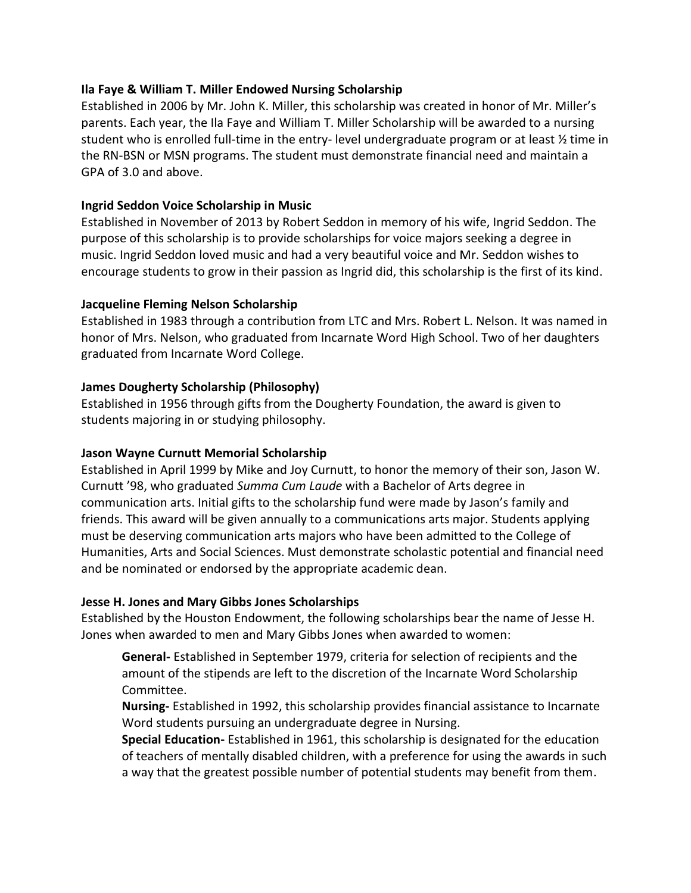**Ila Faye & William T. Miller Endowed Nursing Scholarship**

Established in 2006 by Mr. John K. Miller, this scholarship was created in honor of Mr. Miller's parents. Each year, the Ila Faye and William T. Miller Scholarship will be awarded to a nursing student who is enrolled full-time in the entry- level undergraduate program or at least ½ time in the RN-BSN or MSN programs. The student must demonstrate financial need and maintain a GPA of 3.0 and above.

**Ingrid Seddon Voice Scholarship in Music**

Established in November of 2013 by Robert Seddon in memory of his wife, Ingrid Seddon. The purpose of this scholarship is to provide scholarships for voice majors seeking a degree in music. Ingrid Seddon loved music and had a very beautiful voice and Mr. Seddon wishes to encourage students to grow in their passion as Ingrid did, this scholarship is the first of its kind.

**Jacqueline Fleming Nelson Scholarship**

Established in 1983 through a contribution from LTC and Mrs. Robert L. Nelson. It was named in honor of Mrs. Nelson, who graduated from Incarnate Word High School. Two of her daughters graduated from Incarnate Word College.

**James Dougherty Scholarship (Philosophy)**

Established in 1956 through gifts from the Dougherty Foundation, the award is given to students majoring in or studying philosophy.

**Jason Wayne Curnutt Memorial Scholarship**

Established in April 1999 by Mike and Joy Curnutt, to honor the memory of their son, Jason W. Curnutt '98, who graduated *Summa Cum Laude* with a Bachelor of Arts degree in communication arts. Initial gifts to the scholarship fund were made by Jason's family and friends. This award will be given annually to a communications arts major. Students applying must be deserving communication arts majors who have been admitted to the College of Humanities, Arts and Social Sciences. Must demonstrate scholastic potential and financial need and be nominated or endorsed by the appropriate academic dean.

**Jesse H. Jones and Mary Gibbs Jones Scholarships**

Established by the Houston Endowment, the following scholarships bear the name of Jesse H. Jones when awarded to men and Mary Gibbs Jones when awarded to women:

> **General-** Established in September 1979, criteria for selection of recipients and the amount of the stipends are left to the discretion of the Incarnate Word Scholarship Committee.
>
> **Nursing-** Established in 1992, this scholarship provides financial assistance to Incarnate Word students pursuing an undergraduate degree in Nursing.
>
> **Special Education-** Established in 1961, this scholarship is designated for the education of teachers of mentally disabled children, with a preference for using the awards in such a way that the greatest possible number of potential students may benefit from them.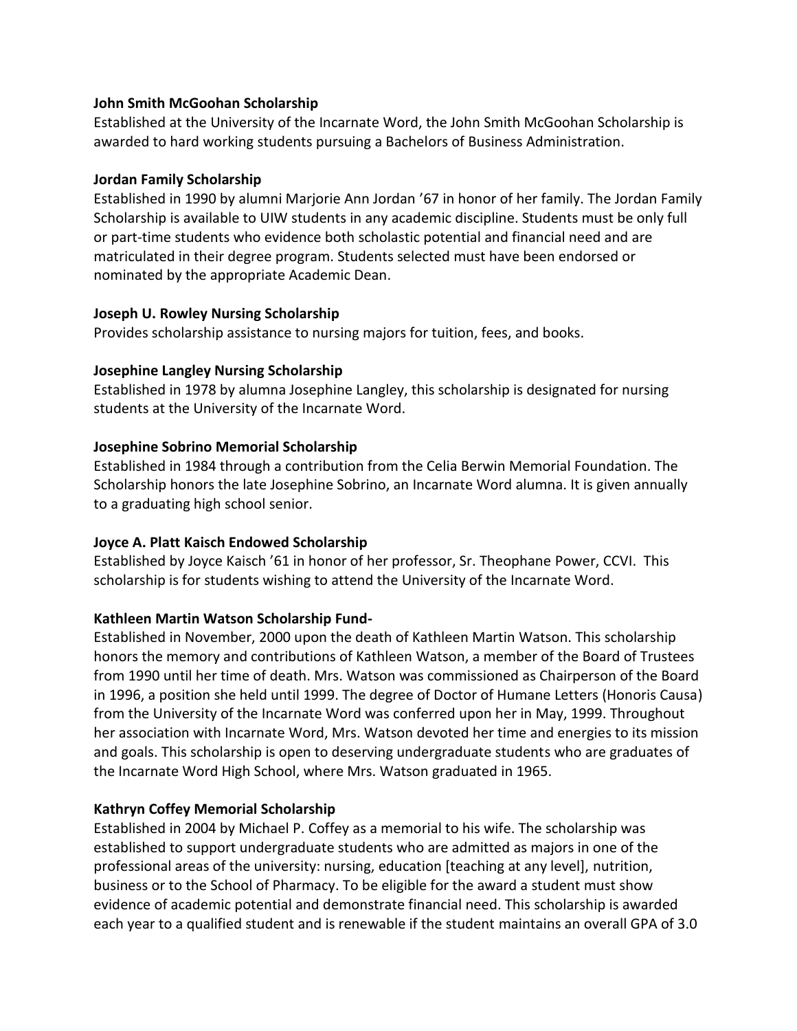**John Smith McGoohan Scholarship**
Established at the University of the Incarnate Word, the John Smith McGoohan Scholarship is awarded to hard working students pursuing a Bachelors of Business Administration.

**Jordan Family Scholarship**
Established in 1990 by alumni Marjorie Ann Jordan '67 in honor of her family. The Jordan Family Scholarship is available to UIW students in any academic discipline. Students must be only full or part-time students who evidence both scholastic potential and financial need and are matriculated in their degree program. Students selected must have been endorsed or nominated by the appropriate Academic Dean.

**Joseph U. Rowley Nursing Scholarship**
Provides scholarship assistance to nursing majors for tuition, fees, and books.

**Josephine Langley Nursing Scholarship**
Established in 1978 by alumna Josephine Langley, this scholarship is designated for nursing students at the University of the Incarnate Word.

**Josephine Sobrino Memorial Scholarship**
Established in 1984 through a contribution from the Celia Berwin Memorial Foundation. The Scholarship honors the late Josephine Sobrino, an Incarnate Word alumna. It is given annually to a graduating high school senior.

**Joyce A. Platt Kaisch Endowed Scholarship**
Established by Joyce Kaisch '61 in honor of her professor, Sr. Theophane Power, CCVI. This scholarship is for students wishing to attend the University of the Incarnate Word.

**Kathleen Martin Watson Scholarship Fund-**
Established in November, 2000 upon the death of Kathleen Martin Watson. This scholarship honors the memory and contributions of Kathleen Watson, a member of the Board of Trustees from 1990 until her time of death. Mrs. Watson was commissioned as Chairperson of the Board in 1996, a position she held until 1999. The degree of Doctor of Humane Letters (Honoris Causa) from the University of the Incarnate Word was conferred upon her in May, 1999. Throughout her association with Incarnate Word, Mrs. Watson devoted her time and energies to its mission and goals. This scholarship is open to deserving undergraduate students who are graduates of the Incarnate Word High School, where Mrs. Watson graduated in 1965.

**Kathryn Coffey Memorial Scholarship**
Established in 2004 by Michael P. Coffey as a memorial to his wife. The scholarship was established to support undergraduate students who are admitted as majors in one of the professional areas of the university: nursing, education [teaching at any level], nutrition, business or to the School of Pharmacy. To be eligible for the award a student must show evidence of academic potential and demonstrate financial need. This scholarship is awarded each year to a qualified student and is renewable if the student maintains an overall GPA of 3.0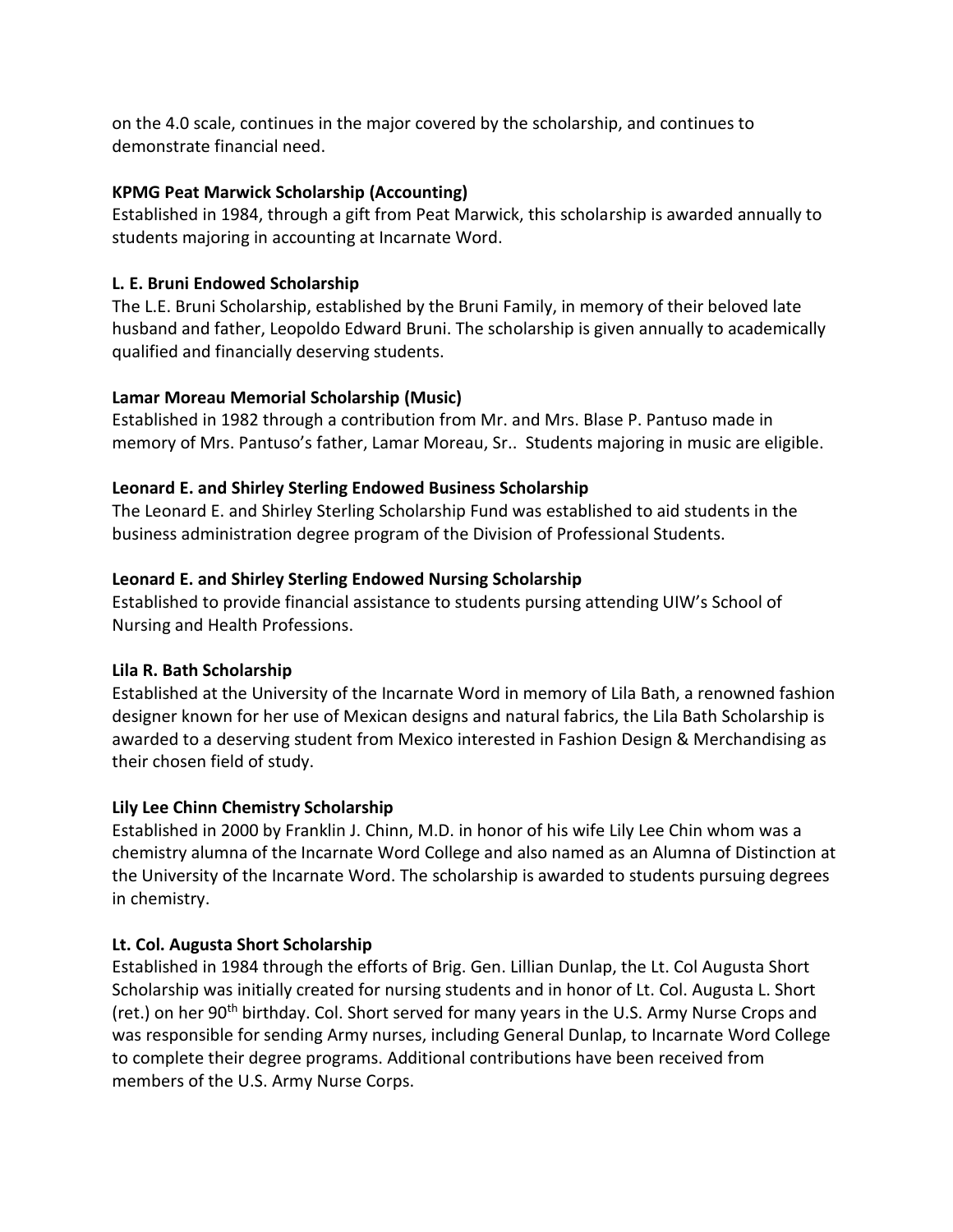on the 4.0 scale, continues in the major covered by the scholarship, and continues to demonstrate financial need.

**KPMG Peat Marwick Scholarship (Accounting)**
Established in 1984, through a gift from Peat Marwick, this scholarship is awarded annually to students majoring in accounting at Incarnate Word.

**L. E. Bruni Endowed Scholarship**
The L.E. Bruni Scholarship, established by the Bruni Family, in memory of their beloved late husband and father, Leopoldo Edward Bruni. The scholarship is given annually to academically qualified and financially deserving students.

**Lamar Moreau Memorial Scholarship (Music)**
Established in 1982 through a contribution from Mr. and Mrs. Blase P. Pantuso made in memory of Mrs. Pantuso's father, Lamar Moreau, Sr.. Students majoring in music are eligible.

**Leonard E. and Shirley Sterling Endowed Business Scholarship**
The Leonard E. and Shirley Sterling Scholarship Fund was established to aid students in the business administration degree program of the Division of Professional Students.

**Leonard E. and Shirley Sterling Endowed Nursing Scholarship**
Established to provide financial assistance to students pursing attending UIW's School of Nursing and Health Professions.

**Lila R. Bath Scholarship**
Established at the University of the Incarnate Word in memory of Lila Bath, a renowned fashion designer known for her use of Mexican designs and natural fabrics, the Lila Bath Scholarship is awarded to a deserving student from Mexico interested in Fashion Design & Merchandising as their chosen field of study.

**Lily Lee Chinn Chemistry Scholarship**
Established in 2000 by Franklin J. Chinn, M.D. in honor of his wife Lily Lee Chin whom was a chemistry alumna of the Incarnate Word College and also named as an Alumna of Distinction at the University of the Incarnate Word. The scholarship is awarded to students pursuing degrees in chemistry.

**Lt. Col. Augusta Short Scholarship**
Established in 1984 through the efforts of Brig. Gen. Lillian Dunlap, the Lt. Col Augusta Short Scholarship was initially created for nursing students and in honor of Lt. Col. Augusta L. Short (ret.) on her 90th birthday. Col. Short served for many years in the U.S. Army Nurse Crops and was responsible for sending Army nurses, including General Dunlap, to Incarnate Word College to complete their degree programs. Additional contributions have been received from members of the U.S. Army Nurse Corps.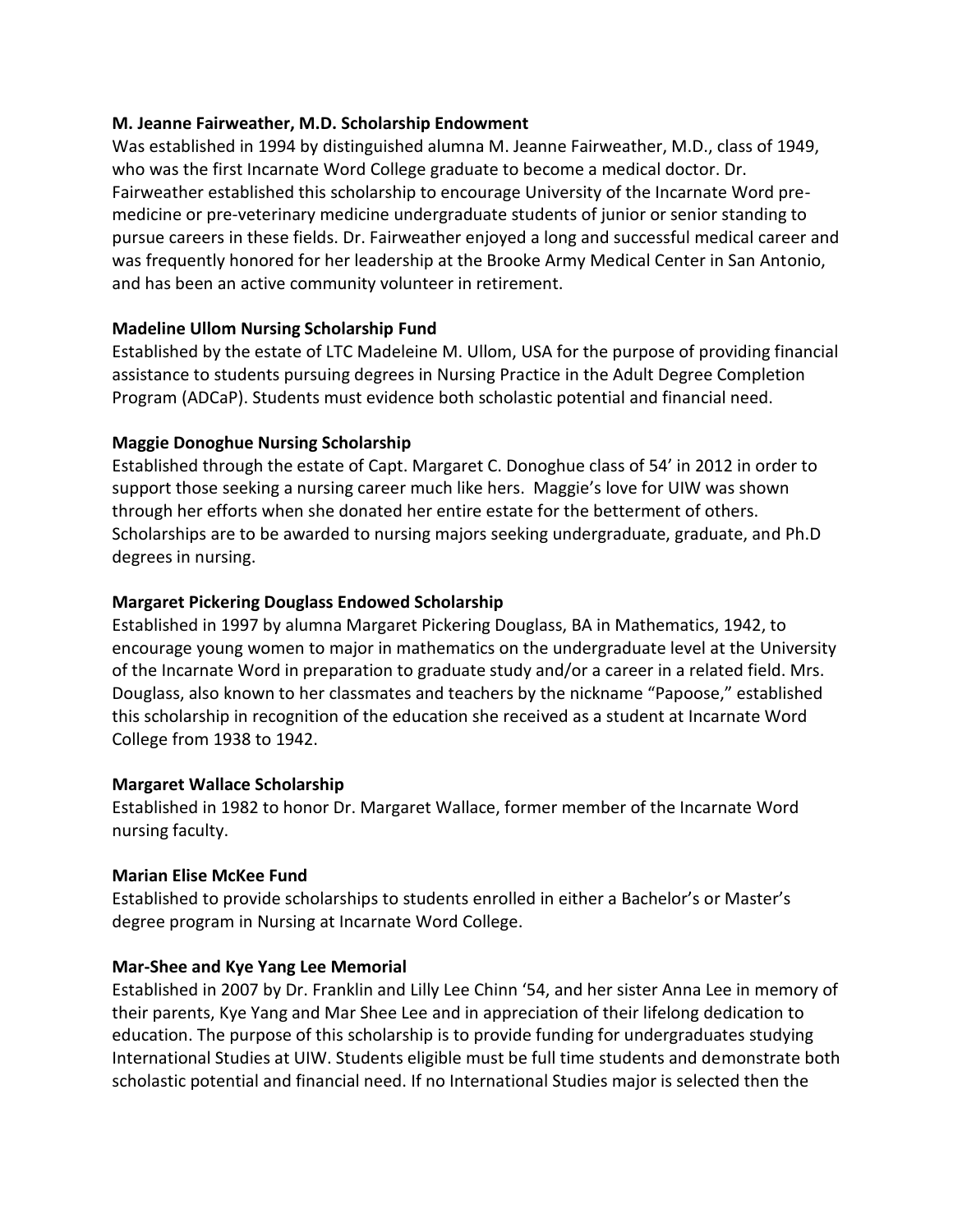**M. Jeanne Fairweather, M.D. Scholarship Endowment**

Was established in 1994 by distinguished alumna M. Jeanne Fairweather, M.D., class of 1949, who was the first Incarnate Word College graduate to become a medical doctor. Dr. Fairweather established this scholarship to encourage University of the Incarnate Word pre-medicine or pre-veterinary medicine undergraduate students of junior or senior standing to pursue careers in these fields. Dr. Fairweather enjoyed a long and successful medical career and was frequently honored for her leadership at the Brooke Army Medical Center in San Antonio, and has been an active community volunteer in retirement.

**Madeline Ullom Nursing Scholarship Fund**

Established by the estate of LTC Madeleine M. Ullom, USA for the purpose of providing financial assistance to students pursuing degrees in Nursing Practice in the Adult Degree Completion Program (ADCaP). Students must evidence both scholastic potential and financial need.

**Maggie Donoghue Nursing Scholarship**

Established through the estate of Capt. Margaret C. Donoghue class of 54' in 2012 in order to support those seeking a nursing career much like hers. Maggie's love for UIW was shown through her efforts when she donated her entire estate for the betterment of others. Scholarships are to be awarded to nursing majors seeking undergraduate, graduate, and Ph.D degrees in nursing.

**Margaret Pickering Douglass Endowed Scholarship**

Established in 1997 by alumna Margaret Pickering Douglass, BA in Mathematics, 1942, to encourage young women to major in mathematics on the undergraduate level at the University of the Incarnate Word in preparation to graduate study and/or a career in a related field. Mrs. Douglass, also known to her classmates and teachers by the nickname "Papoose," established this scholarship in recognition of the education she received as a student at Incarnate Word College from 1938 to 1942.

**Margaret Wallace Scholarship**

Established in 1982 to honor Dr. Margaret Wallace, former member of the Incarnate Word nursing faculty.

**Marian Elise McKee Fund**

Established to provide scholarships to students enrolled in either a Bachelor's or Master's degree program in Nursing at Incarnate Word College.

**Mar-Shee and Kye Yang Lee Memorial**

Established in 2007 by Dr. Franklin and Lilly Lee Chinn '54, and her sister Anna Lee in memory of their parents, Kye Yang and Mar Shee Lee and in appreciation of their lifelong dedication to education. The purpose of this scholarship is to provide funding for undergraduates studying International Studies at UIW. Students eligible must be full time students and demonstrate both scholastic potential and financial need. If no International Studies major is selected then the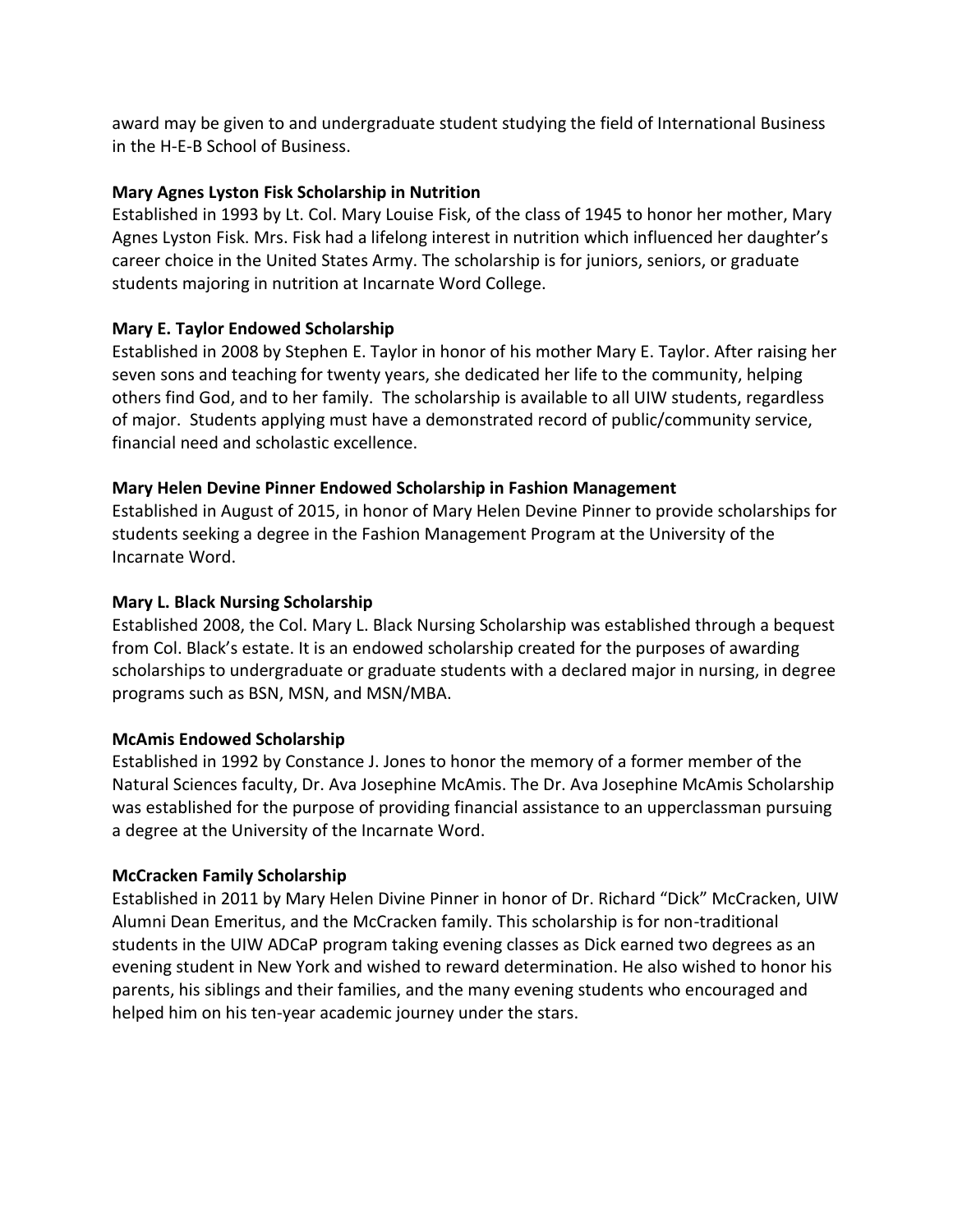award may be given to and undergraduate student studying the field of International Business in the H-E-B School of Business.

**Mary Agnes Lyston Fisk Scholarship in Nutrition**
Established in 1993 by Lt. Col. Mary Louise Fisk, of the class of 1945 to honor her mother, Mary Agnes Lyston Fisk. Mrs. Fisk had a lifelong interest in nutrition which influenced her daughter's career choice in the United States Army. The scholarship is for juniors, seniors, or graduate students majoring in nutrition at Incarnate Word College.

**Mary E. Taylor Endowed Scholarship**
Established in 2008 by Stephen E. Taylor in honor of his mother Mary E. Taylor. After raising her seven sons and teaching for twenty years, she dedicated her life to the community, helping others find God, and to her family. The scholarship is available to all UIW students, regardless of major. Students applying must have a demonstrated record of public/community service, financial need and scholastic excellence.

**Mary Helen Devine Pinner Endowed Scholarship in Fashion Management**
Established in August of 2015, in honor of Mary Helen Devine Pinner to provide scholarships for students seeking a degree in the Fashion Management Program at the University of the Incarnate Word.

**Mary L. Black Nursing Scholarship**
Established 2008, the Col. Mary L. Black Nursing Scholarship was established through a bequest from Col. Black's estate. It is an endowed scholarship created for the purposes of awarding scholarships to undergraduate or graduate students with a declared major in nursing, in degree programs such as BSN, MSN, and MSN/MBA.

**McAmis Endowed Scholarship**
Established in 1992 by Constance J. Jones to honor the memory of a former member of the Natural Sciences faculty, Dr. Ava Josephine McAmis. The Dr. Ava Josephine McAmis Scholarship was established for the purpose of providing financial assistance to an upperclassman pursuing a degree at the University of the Incarnate Word.

**McCracken Family Scholarship**
Established in 2011 by Mary Helen Divine Pinner in honor of Dr. Richard "Dick" McCracken, UIW Alumni Dean Emeritus, and the McCracken family. This scholarship is for non-traditional students in the UIW ADCaP program taking evening classes as Dick earned two degrees as an evening student in New York and wished to reward determination. He also wished to honor his parents, his siblings and their families, and the many evening students who encouraged and helped him on his ten-year academic journey under the stars.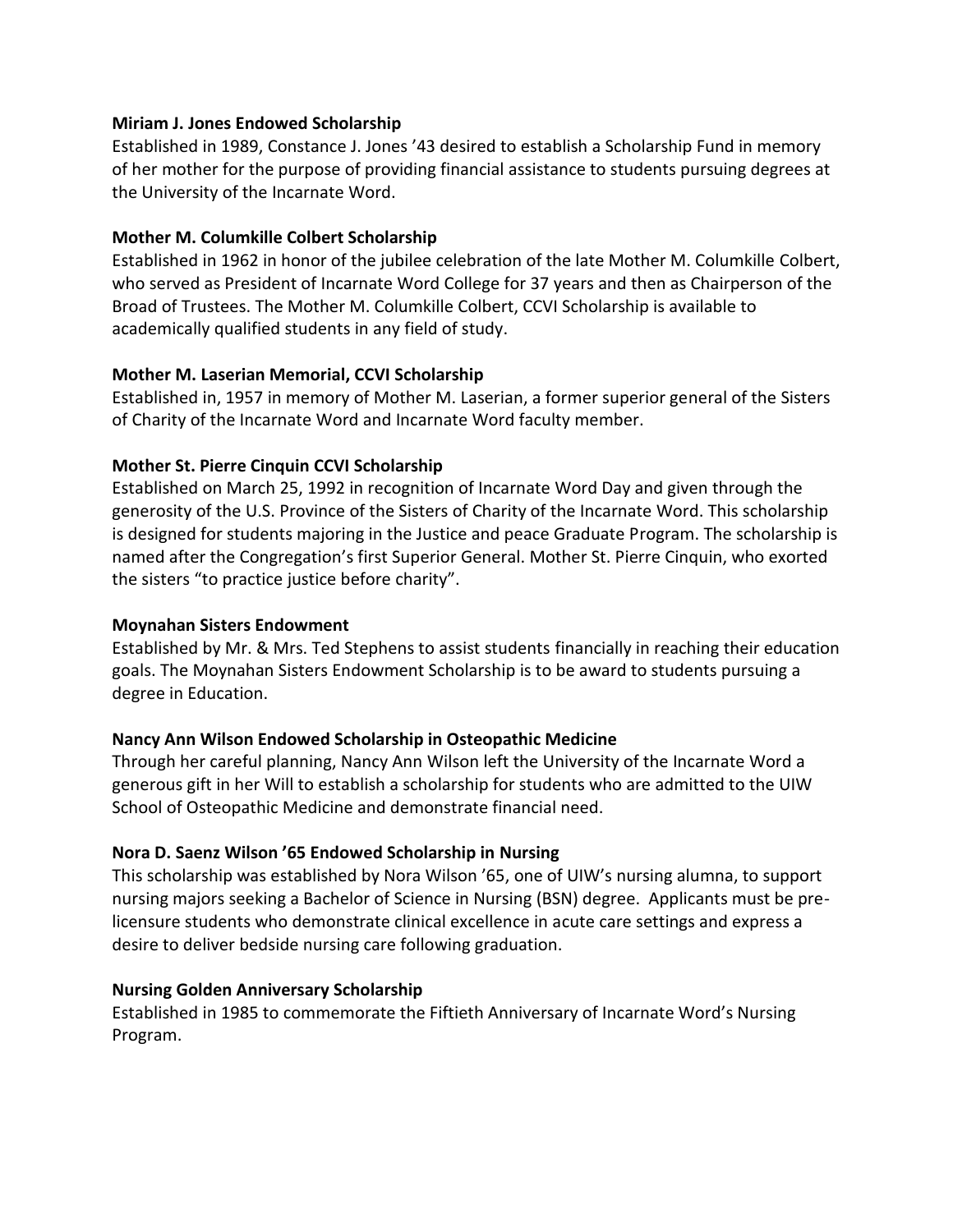**Miriam J. Jones Endowed Scholarship**

Established in 1989, Constance J. Jones '43 desired to establish a Scholarship Fund in memory of her mother for the purpose of providing financial assistance to students pursuing degrees at the University of the Incarnate Word.

**Mother M. Columkille Colbert Scholarship**

Established in 1962 in honor of the jubilee celebration of the late Mother M. Columkille Colbert, who served as President of Incarnate Word College for 37 years and then as Chairperson of the Broad of Trustees. The Mother M. Columkille Colbert, CCVI Scholarship is available to academically qualified students in any field of study.

**Mother M. Laserian Memorial, CCVI Scholarship**

Established in, 1957 in memory of Mother M. Laserian, a former superior general of the Sisters of Charity of the Incarnate Word and Incarnate Word faculty member.

**Mother St. Pierre Cinquin CCVI Scholarship**

Established on March 25, 1992 in recognition of Incarnate Word Day and given through the generosity of the U.S. Province of the Sisters of Charity of the Incarnate Word. This scholarship is designed for students majoring in the Justice and peace Graduate Program. The scholarship is named after the Congregation's first Superior General. Mother St. Pierre Cinquin, who exorted the sisters "to practice justice before charity".

**Moynahan Sisters Endowment**

Established by Mr. & Mrs. Ted Stephens to assist students financially in reaching their education goals. The Moynahan Sisters Endowment Scholarship is to be award to students pursuing a degree in Education.

**Nancy Ann Wilson Endowed Scholarship in Osteopathic Medicine**

Through her careful planning, Nancy Ann Wilson left the University of the Incarnate Word a generous gift in her Will to establish a scholarship for students who are admitted to the UIW School of Osteopathic Medicine and demonstrate financial need.

**Nora D. Saenz Wilson '65 Endowed Scholarship in Nursing**

This scholarship was established by Nora Wilson '65, one of UIW's nursing alumna, to support nursing majors seeking a Bachelor of Science in Nursing (BSN) degree. Applicants must be pre-licensure students who demonstrate clinical excellence in acute care settings and express a desire to deliver bedside nursing care following graduation.

**Nursing Golden Anniversary Scholarship**

Established in 1985 to commemorate the Fiftieth Anniversary of Incarnate Word's Nursing Program.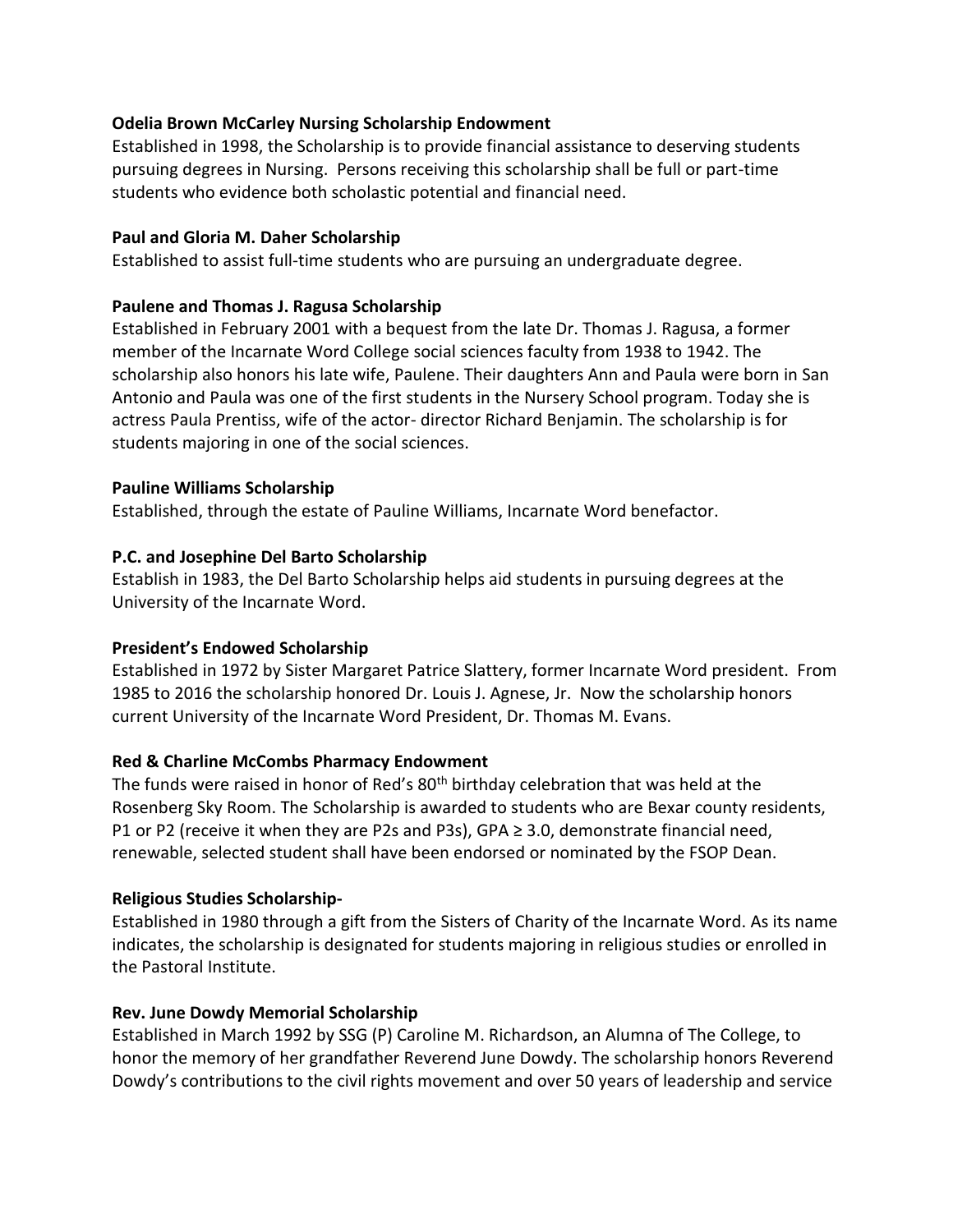**Odelia Brown McCarley Nursing Scholarship Endowment**

Established in 1998, the Scholarship is to provide financial assistance to deserving students pursuing degrees in Nursing. Persons receiving this scholarship shall be full or part-time students who evidence both scholastic potential and financial need.

**Paul and Gloria M. Daher Scholarship**

Established to assist full-time students who are pursuing an undergraduate degree.

**Paulene and Thomas J. Ragusa Scholarship**

Established in February 2001 with a bequest from the late Dr. Thomas J. Ragusa, a former member of the Incarnate Word College social sciences faculty from 1938 to 1942. The scholarship also honors his late wife, Paulene. Their daughters Ann and Paula were born in San Antonio and Paula was one of the first students in the Nursery School program. Today she is actress Paula Prentiss, wife of the actor- director Richard Benjamin. The scholarship is for students majoring in one of the social sciences.

**Pauline Williams Scholarship**

Established, through the estate of Pauline Williams, Incarnate Word benefactor.

**P.C. and Josephine Del Barto Scholarship**

Establish in 1983, the Del Barto Scholarship helps aid students in pursuing degrees at the University of the Incarnate Word.

**President's Endowed Scholarship**

Established in 1972 by Sister Margaret Patrice Slattery, former Incarnate Word president. From 1985 to 2016 the scholarship honored Dr. Louis J. Agnese, Jr. Now the scholarship honors current University of the Incarnate Word President, Dr. Thomas M. Evans.

**Red & Charline McCombs Pharmacy Endowment**

The funds were raised in honor of Red's 80th birthday celebration that was held at the Rosenberg Sky Room. The Scholarship is awarded to students who are Bexar county residents, P1 or P2 (receive it when they are P2s and P3s), GPA ≥ 3.0, demonstrate financial need, renewable, selected student shall have been endorsed or nominated by the FSOP Dean.

**Religious Studies Scholarship-**

Established in 1980 through a gift from the Sisters of Charity of the Incarnate Word. As its name indicates, the scholarship is designated for students majoring in religious studies or enrolled in the Pastoral Institute.

**Rev. June Dowdy Memorial Scholarship**

Established in March 1992 by SSG (P) Caroline M. Richardson, an Alumna of The College, to honor the memory of her grandfather Reverend June Dowdy. The scholarship honors Reverend Dowdy's contributions to the civil rights movement and over 50 years of leadership and service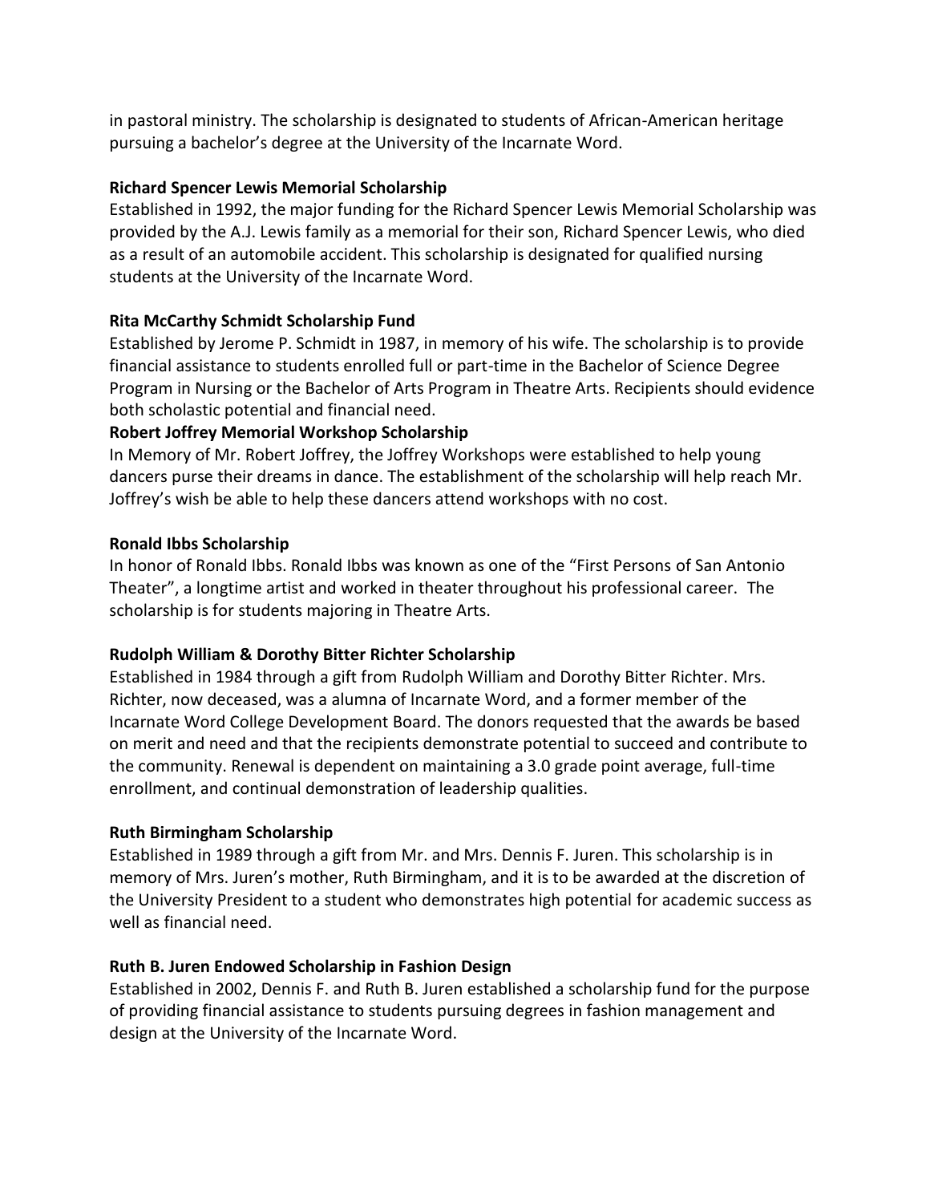in pastoral ministry. The scholarship is designated to students of African-American heritage pursuing a bachelor's degree at the University of the Incarnate Word.

**Richard Spencer Lewis Memorial Scholarship**

Established in 1992, the major funding for the Richard Spencer Lewis Memorial Scholarship was provided by the A.J. Lewis family as a memorial for their son, Richard Spencer Lewis, who died as a result of an automobile accident. This scholarship is designated for qualified nursing students at the University of the Incarnate Word.

**Rita McCarthy Schmidt Scholarship Fund**

Established by Jerome P. Schmidt in 1987, in memory of his wife. The scholarship is to provide financial assistance to students enrolled full or part-time in the Bachelor of Science Degree Program in Nursing or the Bachelor of Arts Program in Theatre Arts. Recipients should evidence both scholastic potential and financial need.

**Robert Joffrey Memorial Workshop Scholarship**

In Memory of Mr. Robert Joffrey, the Joffrey Workshops were established to help young dancers purse their dreams in dance. The establishment of the scholarship will help reach Mr. Joffrey's wish be able to help these dancers attend workshops with no cost.

**Ronald Ibbs Scholarship**

In honor of Ronald Ibbs. Ronald Ibbs was known as one of the "First Persons of San Antonio Theater", a longtime artist and worked in theater throughout his professional career. The scholarship is for students majoring in Theatre Arts.

**Rudolph William & Dorothy Bitter Richter Scholarship**

Established in 1984 through a gift from Rudolph William and Dorothy Bitter Richter. Mrs. Richter, now deceased, was a alumna of Incarnate Word, and a former member of the Incarnate Word College Development Board. The donors requested that the awards be based on merit and need and that the recipients demonstrate potential to succeed and contribute to the community. Renewal is dependent on maintaining a 3.0 grade point average, full-time enrollment, and continual demonstration of leadership qualities.

**Ruth Birmingham Scholarship**

Established in 1989 through a gift from Mr. and Mrs. Dennis F. Juren. This scholarship is in memory of Mrs. Juren's mother, Ruth Birmingham, and it is to be awarded at the discretion of the University President to a student who demonstrates high potential for academic success as well as financial need.

**Ruth B. Juren Endowed Scholarship in Fashion Design**

Established in 2002, Dennis F. and Ruth B. Juren established a scholarship fund for the purpose of providing financial assistance to students pursuing degrees in fashion management and design at the University of the Incarnate Word.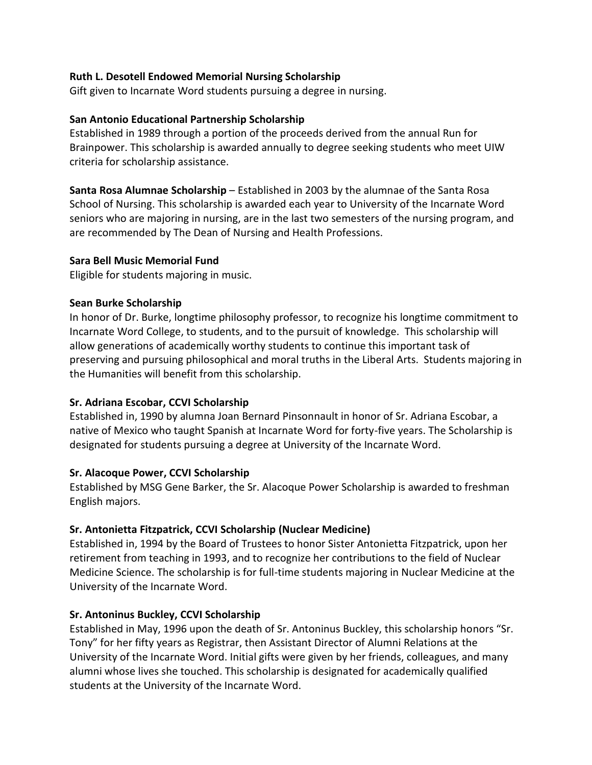**Ruth L. Desotell Endowed Memorial Nursing Scholarship**
Gift given to Incarnate Word students pursuing a degree in nursing.

**San Antonio Educational Partnership Scholarship**
Established in 1989 through a portion of the proceeds derived from the annual Run for Brainpower. This scholarship is awarded annually to degree seeking students who meet UIW criteria for scholarship assistance.

**Santa Rosa Alumnae Scholarship** – Established in 2003 by the alumnae of the Santa Rosa School of Nursing. This scholarship is awarded each year to University of the Incarnate Word seniors who are majoring in nursing, are in the last two semesters of the nursing program, and are recommended by The Dean of Nursing and Health Professions.

**Sara Bell Music Memorial Fund**
Eligible for students majoring in music.

**Sean Burke Scholarship**
In honor of Dr. Burke, longtime philosophy professor, to recognize his longtime commitment to Incarnate Word College, to students, and to the pursuit of knowledge. This scholarship will allow generations of academically worthy students to continue this important task of preserving and pursuing philosophical and moral truths in the Liberal Arts. Students majoring in the Humanities will benefit from this scholarship.

**Sr. Adriana Escobar, CCVI Scholarship**
Established in, 1990 by alumna Joan Bernard Pinsonnault in honor of Sr. Adriana Escobar, a native of Mexico who taught Spanish at Incarnate Word for forty-five years. The Scholarship is designated for students pursuing a degree at University of the Incarnate Word.

**Sr. Alacoque Power, CCVI Scholarship**
Established by MSG Gene Barker, the Sr. Alacoque Power Scholarship is awarded to freshman English majors.

**Sr. Antonietta Fitzpatrick, CCVI Scholarship (Nuclear Medicine)**
Established in, 1994 by the Board of Trustees to honor Sister Antonietta Fitzpatrick, upon her retirement from teaching in 1993, and to recognize her contributions to the field of Nuclear Medicine Science. The scholarship is for full-time students majoring in Nuclear Medicine at the University of the Incarnate Word.

**Sr. Antoninus Buckley, CCVI Scholarship**
Established in May, 1996 upon the death of Sr. Antoninus Buckley, this scholarship honors "Sr. Tony" for her fifty years as Registrar, then Assistant Director of Alumni Relations at the University of the Incarnate Word. Initial gifts were given by her friends, colleagues, and many alumni whose lives she touched. This scholarship is designated for academically qualified students at the University of the Incarnate Word.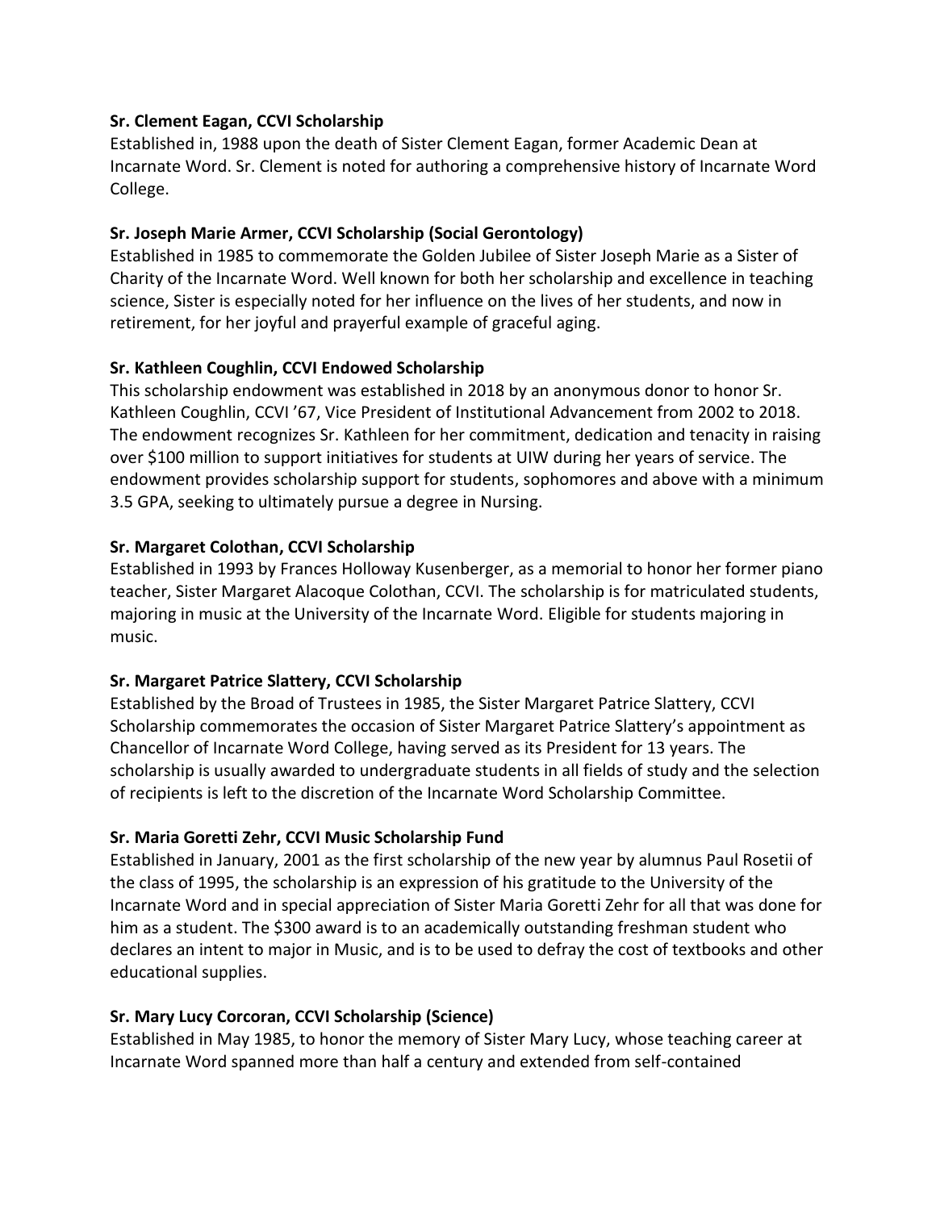**Sr. Clement Eagan, CCVI Scholarship**

Established in, 1988 upon the death of Sister Clement Eagan, former Academic Dean at Incarnate Word. Sr. Clement is noted for authoring a comprehensive history of Incarnate Word College.

**Sr. Joseph Marie Armer, CCVI Scholarship (Social Gerontology)**

Established in 1985 to commemorate the Golden Jubilee of Sister Joseph Marie as a Sister of Charity of the Incarnate Word. Well known for both her scholarship and excellence in teaching science, Sister is especially noted for her influence on the lives of her students, and now in retirement, for her joyful and prayerful example of graceful aging.

**Sr. Kathleen Coughlin, CCVI Endowed Scholarship**

This scholarship endowment was established in 2018 by an anonymous donor to honor Sr. Kathleen Coughlin, CCVI '67, Vice President of Institutional Advancement from 2002 to 2018. The endowment recognizes Sr. Kathleen for her commitment, dedication and tenacity in raising over $100 million to support initiatives for students at UIW during her years of service. The endowment provides scholarship support for students, sophomores and above with a minimum 3.5 GPA, seeking to ultimately pursue a degree in Nursing.

**Sr. Margaret Colothan, CCVI Scholarship**

Established in 1993 by Frances Holloway Kusenberger, as a memorial to honor her former piano teacher, Sister Margaret Alacoque Colothan, CCVI. The scholarship is for matriculated students, majoring in music at the University of the Incarnate Word. Eligible for students majoring in music.

**Sr. Margaret Patrice Slattery, CCVI Scholarship**

Established by the Broad of Trustees in 1985, the Sister Margaret Patrice Slattery, CCVI Scholarship commemorates the occasion of Sister Margaret Patrice Slattery's appointment as Chancellor of Incarnate Word College, having served as its President for 13 years. The scholarship is usually awarded to undergraduate students in all fields of study and the selection of recipients is left to the discretion of the Incarnate Word Scholarship Committee.

**Sr. Maria Goretti Zehr, CCVI Music Scholarship Fund**

Established in January, 2001 as the first scholarship of the new year by alumnus Paul Rosetii of the class of 1995, the scholarship is an expression of his gratitude to the University of the Incarnate Word and in special appreciation of Sister Maria Goretti Zehr for all that was done for him as a student. The $300 award is to an academically outstanding freshman student who declares an intent to major in Music, and is to be used to defray the cost of textbooks and other educational supplies.

**Sr. Mary Lucy Corcoran, CCVI Scholarship (Science)**

Established in May 1985, to honor the memory of Sister Mary Lucy, whose teaching career at Incarnate Word spanned more than half a century and extended from self-contained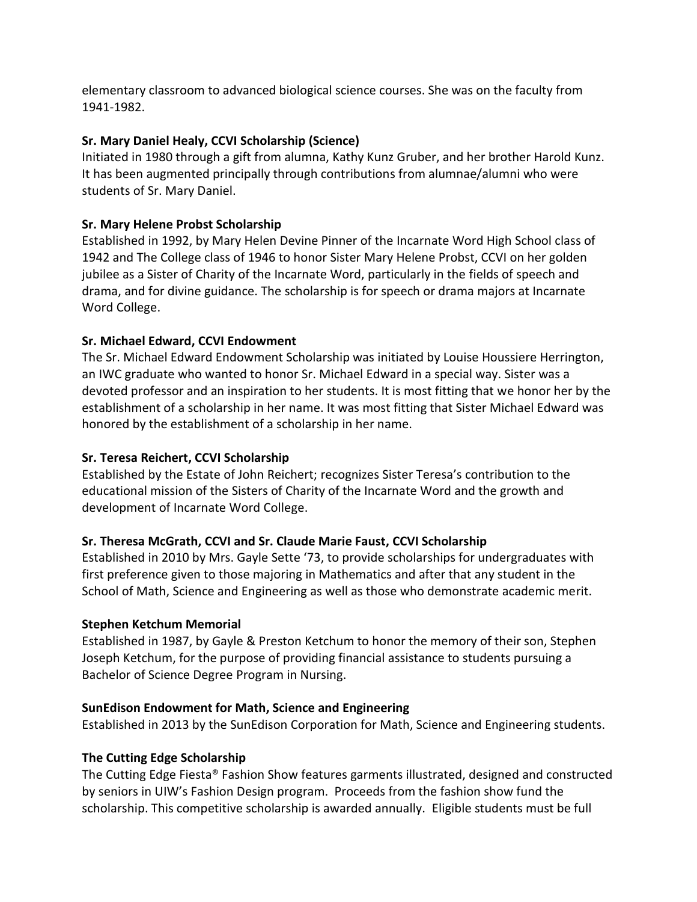elementary classroom to advanced biological science courses. She was on the faculty from 1941-1982.

**Sr. Mary Daniel Healy, CCVI Scholarship (Science)**
Initiated in 1980 through a gift from alumna, Kathy Kunz Gruber, and her brother Harold Kunz. It has been augmented principally through contributions from alumnae/alumni who were students of Sr. Mary Daniel.

**Sr. Mary Helene Probst Scholarship**
Established in 1992, by Mary Helen Devine Pinner of the Incarnate Word High School class of 1942 and The College class of 1946 to honor Sister Mary Helene Probst, CCVI on her golden jubilee as a Sister of Charity of the Incarnate Word, particularly in the fields of speech and drama, and for divine guidance. The scholarship is for speech or drama majors at Incarnate Word College.

**Sr. Michael Edward, CCVI Endowment**
The Sr. Michael Edward Endowment Scholarship was initiated by Louise Houssiere Herrington, an IWC graduate who wanted to honor Sr. Michael Edward in a special way. Sister was a devoted professor and an inspiration to her students. It is most fitting that we honor her by the establishment of a scholarship in her name. It was most fitting that Sister Michael Edward was honored by the establishment of a scholarship in her name.

**Sr. Teresa Reichert, CCVI Scholarship**
Established by the Estate of John Reichert; recognizes Sister Teresa's contribution to the educational mission of the Sisters of Charity of the Incarnate Word and the growth and development of Incarnate Word College.

**Sr. Theresa McGrath, CCVI and Sr. Claude Marie Faust, CCVI Scholarship**
Established in 2010 by Mrs. Gayle Sette '73, to provide scholarships for undergraduates with first preference given to those majoring in Mathematics and after that any student in the School of Math, Science and Engineering as well as those who demonstrate academic merit.

**Stephen Ketchum Memorial**
Established in 1987, by Gayle & Preston Ketchum to honor the memory of their son, Stephen Joseph Ketchum, for the purpose of providing financial assistance to students pursuing a Bachelor of Science Degree Program in Nursing.

**SunEdison Endowment for Math, Science and Engineering**
Established in 2013 by the SunEdison Corporation for Math, Science and Engineering students.

**The Cutting Edge Scholarship**
The Cutting Edge Fiesta® Fashion Show features garments illustrated, designed and constructed by seniors in UIW's Fashion Design program. Proceeds from the fashion show fund the scholarship. This competitive scholarship is awarded annually. Eligible students must be full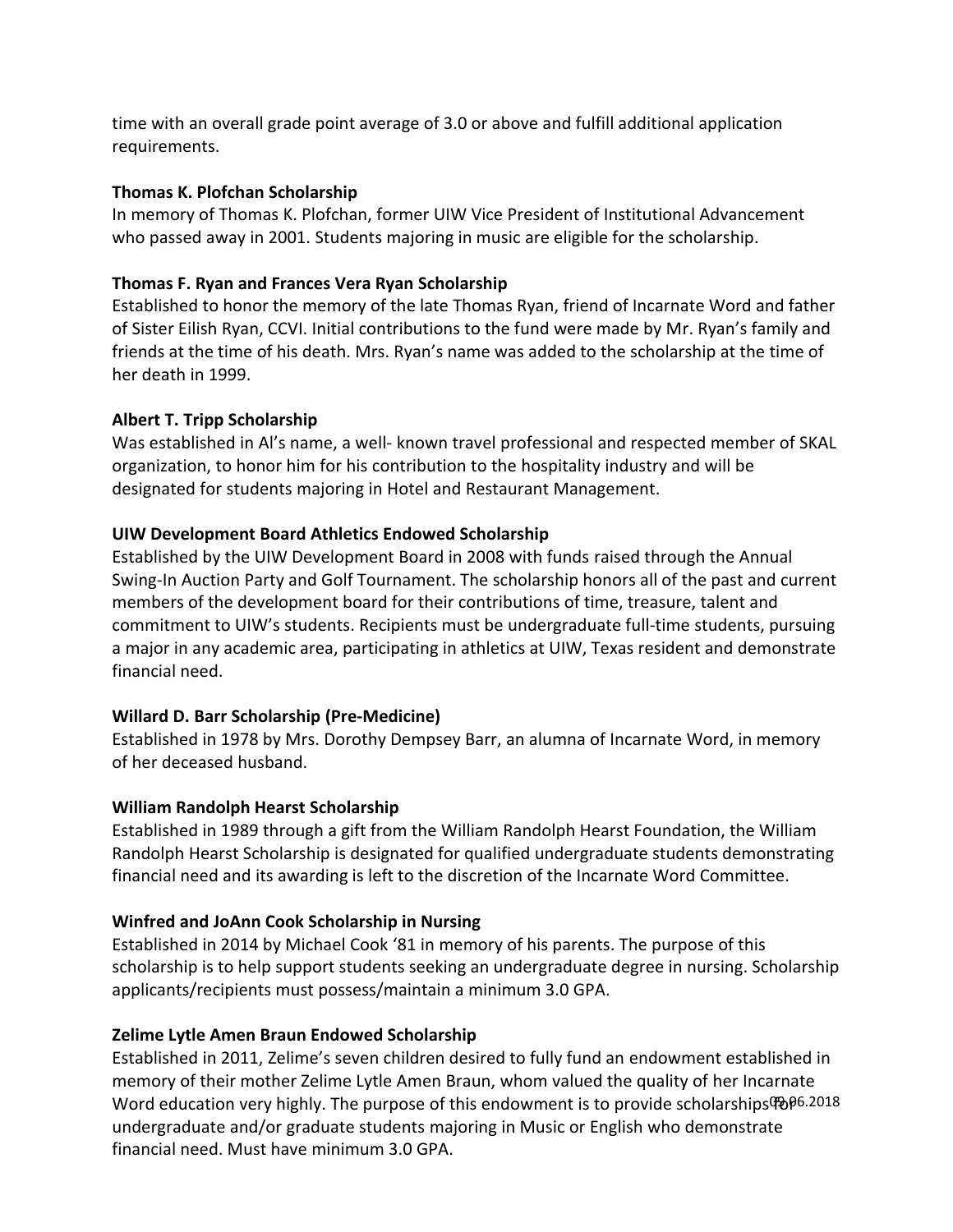time with an overall grade point average of 3.0 or above and fulfill additional application requirements.

**Thomas K. Plofchan Scholarship**
In memory of Thomas K. Plofchan, former UIW Vice President of Institutional Advancement who passed away in 2001. Students majoring in music are eligible for the scholarship.

**Thomas F. Ryan and Frances Vera Ryan Scholarship**
Established to honor the memory of the late Thomas Ryan, friend of Incarnate Word and father of Sister Eilish Ryan, CCVI. Initial contributions to the fund were made by Mr. Ryan's family and friends at the time of his death. Mrs. Ryan's name was added to the scholarship at the time of her death in 1999.

**Albert T. Tripp Scholarship**
Was established in Al's name, a well- known travel professional and respected member of SKAL organization, to honor him for his contribution to the hospitality industry and will be designated for students majoring in Hotel and Restaurant Management.

**UIW Development Board Athletics Endowed Scholarship**
Established by the UIW Development Board in 2008 with funds raised through the Annual Swing-In Auction Party and Golf Tournament. The scholarship honors all of the past and current members of the development board for their contributions of time, treasure, talent and commitment to UIW's students. Recipients must be undergraduate full-time students, pursuing a major in any academic area, participating in athletics at UIW, Texas resident and demonstrate financial need.

**Willard D. Barr Scholarship (Pre-Medicine)**
Established in 1978 by Mrs. Dorothy Dempsey Barr, an alumna of Incarnate Word, in memory of her deceased husband.

**William Randolph Hearst Scholarship**
Established in 1989 through a gift from the William Randolph Hearst Foundation, the William Randolph Hearst Scholarship is designated for qualified undergraduate students demonstrating financial need and its awarding is left to the discretion of the Incarnate Word Committee.

**Winfred and JoAnn Cook Scholarship in Nursing**
Established in 2014 by Michael Cook '81 in memory of his parents. The purpose of this scholarship is to help support students seeking an undergraduate degree in nursing. Scholarship applicants/recipients must possess/maintain a minimum 3.0 GPA.

**Zelime Lytle Amen Braun Endowed Scholarship**
Established in 2011, Zelime's seven children desired to fully fund an endowment established in memory of their mother Zelime Lytle Amen Braun, whom valued the quality of her Incarnate Word education very highly. The purpose of this endowment is to provide scholarships for undergraduate and/or graduate students majoring in Music or English who demonstrate financial need. Must have minimum 3.0 GPA.